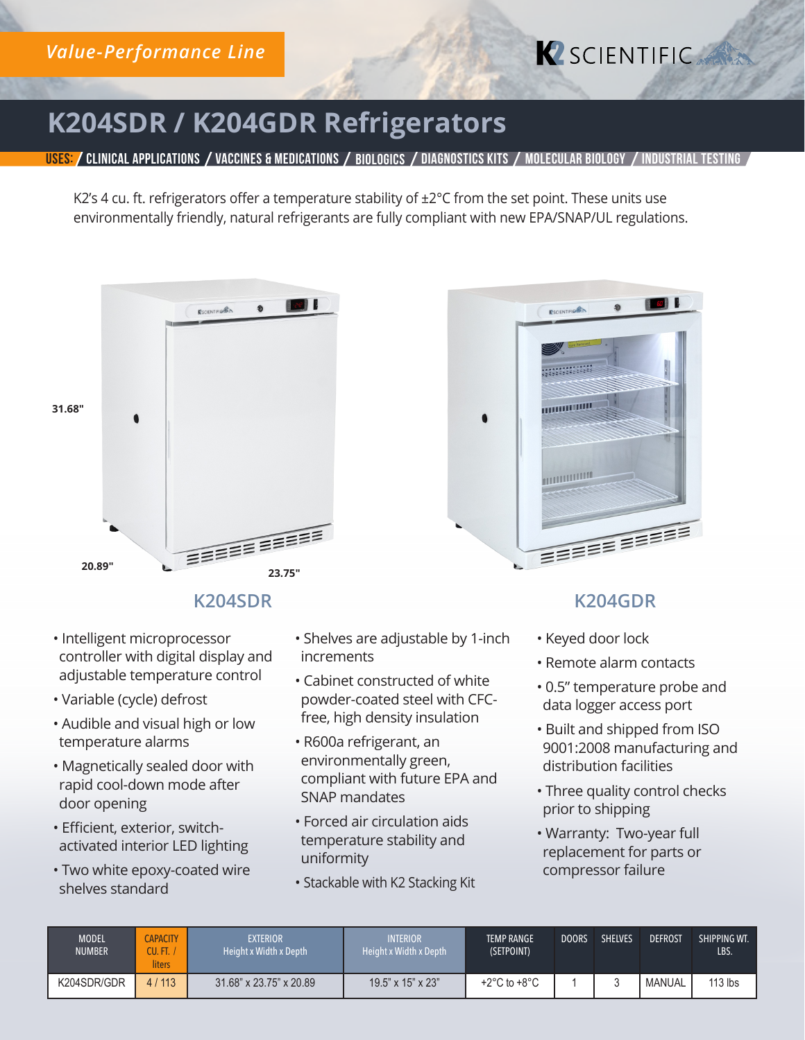*Value-Performance Line*

K2 SCIENTIFIC

# K204SDR / K204GDR Refrigerators

USES: / CLINICAL APPLICATIONS / VACCINES & MEDICATIONS / BIOLOGICS / DIAGNOSTICS KITS / MOLECULAR BIOLOGY / INDUSTRIAL TESTING

K2's 4 cu. ft. refrigerators offer a temperature stability of ±2°C from the set point. These units use environmentally friendly, natural refrigerants are fully compliant with new EPA/SNAP/UL regulations.

31.68"

20.89"

23.75"

## K204SDR

## K204GDR

- Intelligent microprocessor controller with digital display and adjustable temperature control
- Variable (cycle) defrost
- Audible and visual high or low temperature alarms
- Magnetically sealed door with rapid cool-down mode after door opening
- Efficient, exterior, switch-activated interior LED lighting
- Two white epoxy-coated wire shelves standard
- Shelves are adjustable by 1-inch increments
- Cabinet constructed of white powder-coated steel with CFC-free, high density insulation
- R600a refrigerant, an environmentally green, compliant with future EPA and SNAP mandates
- Forced air circulation aids temperature stability and uniformity
- Stackable with K2 Stacking Kit
- Keyed door lock
- Remote alarm contacts
- 0.5" temperature probe and data logger access port
- Built and shipped from ISO 9001:2008 manufacturing and distribution facilities
- Three quality control checks prior to shipping
- Warranty: Two-year full replacement for parts or compressor failure

| MODEL NUMBER | CAPACITY CU. FT. / liters | EXTERIOR Height x Width x Depth | INTERIOR Height x Width x Depth | TEMP RANGE (SETPOINT) | DOORS | SHELVES | DEFROST | SHIPPING WT. LBS. |
|---|---|---|---|---|---|---|---|---|
| K204SDR/GDR | 4 / 113 | 31.68" x 23.75" x 20.89 | 19.5" x 15" x 23" | +2°C to +8°C | 1 | 3 | MANUAL | 113 lbs |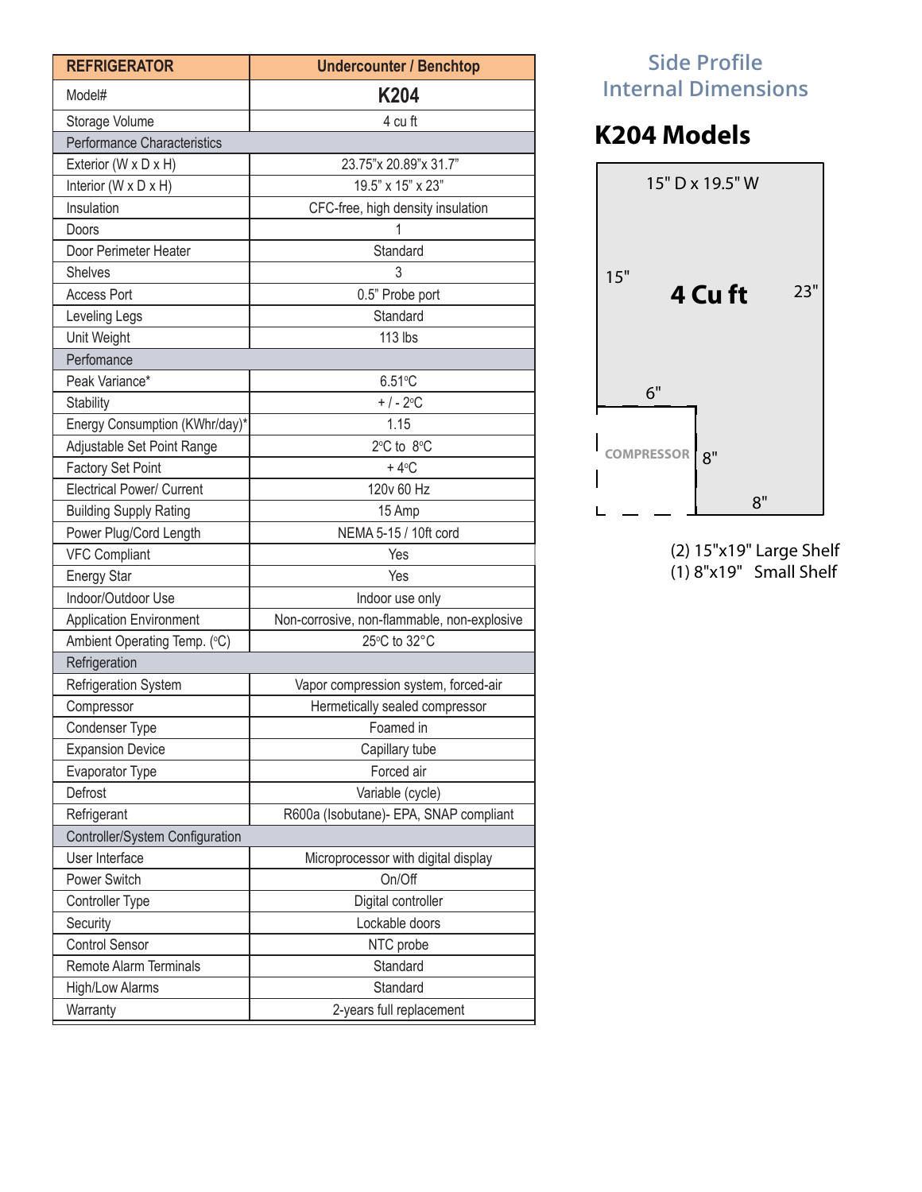| REFRIGERATOR | Undercounter / Benchtop |
|---|---|
| Model# | **K204** |
| Storage Volume | 4 cu ft |
| Performance Characteristics | |
| Exterior (W x D x H) | 23.75"x 20.89"x 31.7" |
| Interior (W x D x H) | 19.5" x 15" x 23" |
| Insulation | CFC-free, high density insulation |
| Doors | 1 |
| Door Perimeter Heater | Standard |
| Shelves | 3 |
| Access Port | 0.5" Probe port |
| Leveling Legs | Standard |
| Unit Weight | 113 lbs |
| Perfomance | |
| Peak Variance* | 6.51°C |
| Stability | + / - 2°C |
| Energy Consumption (KWhr/day)* | 1.15 |
| Adjustable Set Point Range | 2°C to 8°C |
| Factory Set Point | + 4°C |
| Electrical Power/ Current | 120v 60 Hz |
| Building Supply Rating | 15 Amp |
| Power Plug/Cord Length | NEMA 5-15 / 10ft cord |
| VFC Compliant | Yes |
| Energy Star | Yes |
| Indoor/Outdoor Use | Indoor use only |
| Application Environment | Non-corrosive, non-flammable, non-explosive |
| Ambient Operating Temp. (°C) | 25°C to 32°C |
| Refrigeration | |
| Refrigeration System | Vapor compression system, forced-air |
| Compressor | Hermetically sealed compressor |
| Condenser Type | Foamed in |
| Expansion Device | Capillary tube |
| Evaporator Type | Forced air |
| Defrost | Variable (cycle) |
| Refrigerant | R600a (Isobutane)- EPA, SNAP compliant |
| Controller/System Configuration | |
| User Interface | Microprocessor with digital display |
| Power Switch | On/Off |
| Controller Type | Digital controller |
| Security | Lockable doors |
| Control Sensor | NTC probe |
| Remote Alarm Terminals | Standard |
| High/Low Alarms | Standard |
| Warranty | 2-years full replacement |

## Side Profile Internal Dimensions

# K204 Models

15" D x 19.5" W

15"

4 Cu ft

23"

6"

COMPRESSOR

8"

8"

(2) 15"x19" Large Shelf
(1) 8"x19" Small Shelf